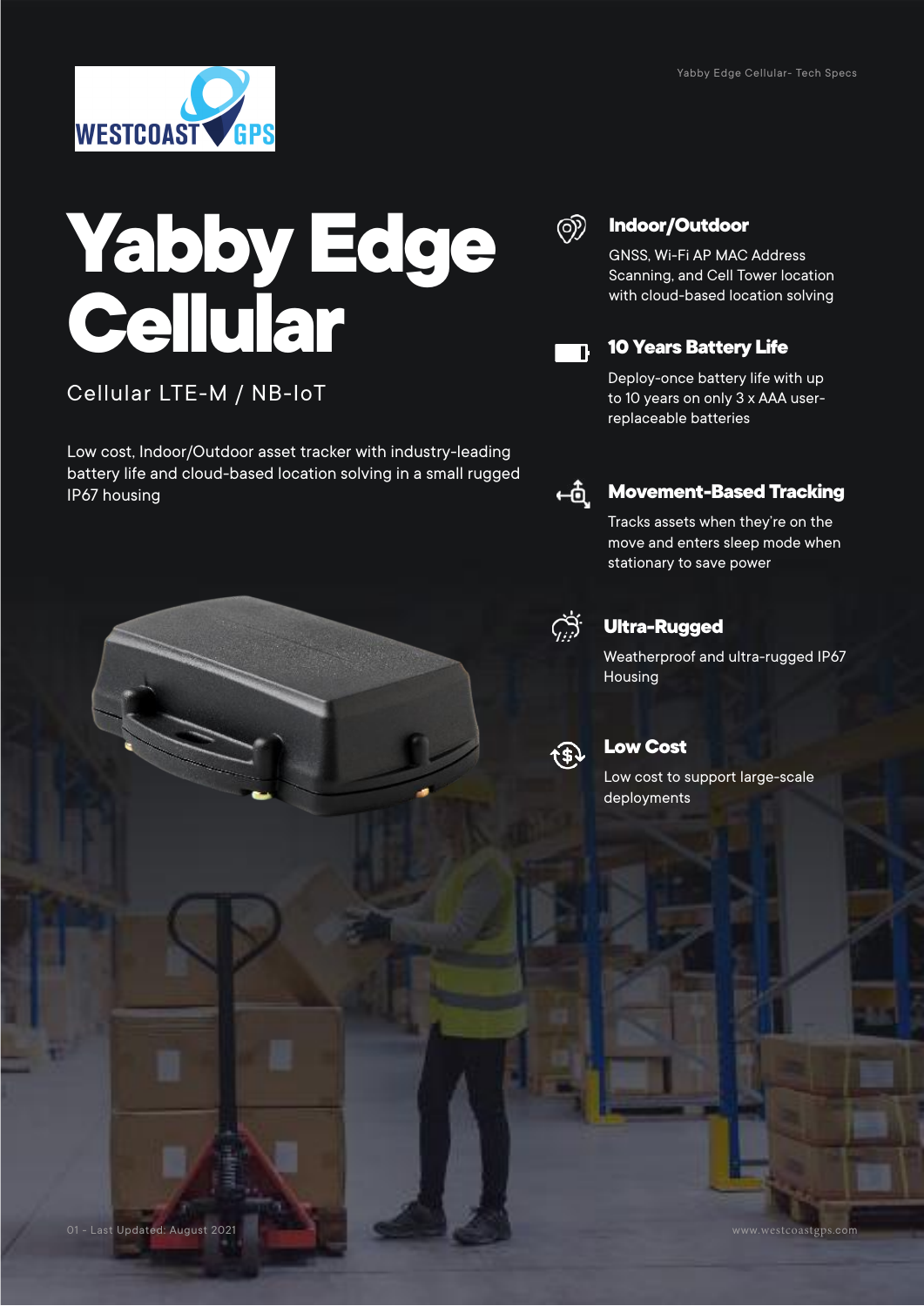# Yabby Edge Cellular

Cellular LTE-M / NB-IoT

Low cost, Indoor/Outdoor asset tracker with industry-leading battery life and cloud-based location solving in a small rugged IP67 housing

### Indoor/Outdoor

GNSS, Wi-Fi AP MAC Address Scanning, and Cell Tower location with cloud-based location solving

### 10 Years Battery Life

Deploy-once battery life with up to 10 years on only 3 x AAA user-replaceable batteries

### Movement-Based Tracking

Tracks assets when they're on the move and enters sleep mode when stationary to save power

### Ultra-Rugged

Weatherproof and ultra-rugged IP67 Housing

### Low Cost

Low cost to support large-scale deployments

Last Updated: August 2021

www.westcoastgps.com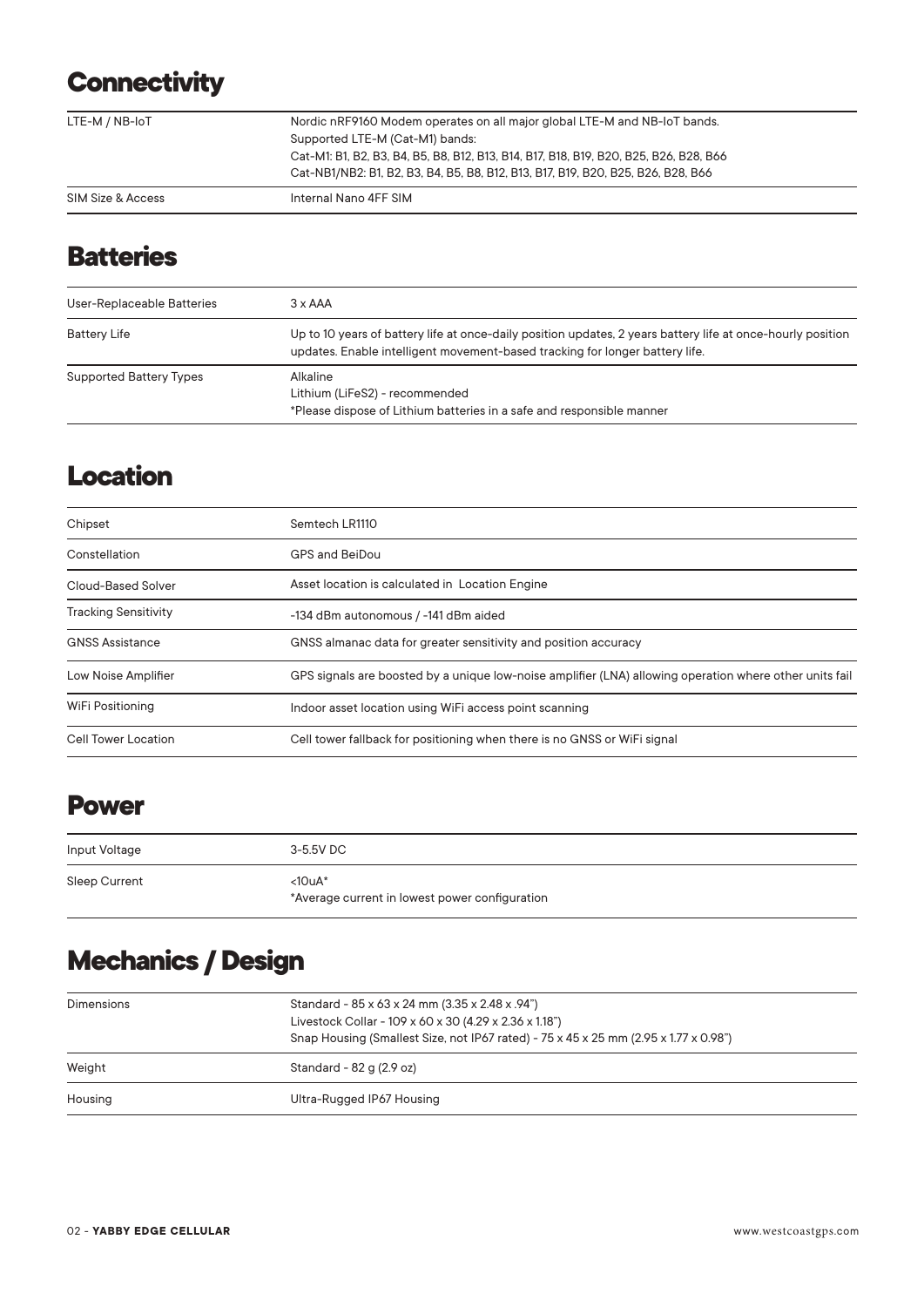## Connectivity

| | |
|---|---|
| LTE-M / NB-IoT | Nordic nRF9160 Modem operates on all major global LTE-M and NB-IoT bands.<br>Supported LTE-M (Cat-M1) bands:<br>Cat-M1: B1, B2, B3, B4, B5, B8, B12, B13, B14, B17, B18, B19, B20, B25, B26, B28, B66<br>Cat-NB1/NB2: B1, B2, B3, B4, B5, B8, B12, B13, B17, B19, B20, B25, B26, B28, B66 |
| SIM Size & Access | Internal Nano 4FF SIM |

## Batteries

| | |
|---|---|
| User-Replaceable Batteries | 3 x AAA |
| Battery Life | Up to 10 years of battery life at once-daily position updates, 2 years battery life at once-hourly position updates. Enable intelligent movement-based tracking for longer battery life. |
| Supported Battery Types | Alkaline<br>Lithium (LiFeS2) - recommended<br>*Please dispose of Lithium batteries in a safe and responsible manner |

## Location

| | |
|---|---|
| Chipset | Semtech LR1110 |
| Constellation | GPS and BeiDou |
| Cloud-Based Solver | Asset location is calculated in Location Engine |
| Tracking Sensitivity | -134 dBm autonomous / -141 dBm aided |
| GNSS Assistance | GNSS almanac data for greater sensitivity and position accuracy |
| Low Noise Amplifier | GPS signals are boosted by a unique low-noise amplifier (LNA) allowing operation where other units fail |
| WiFi Positioning | Indoor asset location using WiFi access point scanning |
| Cell Tower Location | Cell tower fallback for positioning when there is no GNSS or WiFi signal |

## Power

| | |
|---|---|
| Input Voltage | 3-5.5V DC |
| Sleep Current | <10uA*<br>*Average current in lowest power configuration |

## Mechanics / Design

| | |
|---|---|
| Dimensions | Standard - 85 x 63 x 24 mm (3.35 x 2.48 x .94")<br>Livestock Collar - 109 x 60 x 30 (4.29 x 2.36 x 1.18")<br>Snap Housing (Smallest Size, not IP67 rated) - 75 x 45 x 25 mm (2.95 x 1.77 x 0.98") |
| Weight | Standard - 82 g (2.9 oz) |
| Housing | Ultra-Rugged IP67 Housing |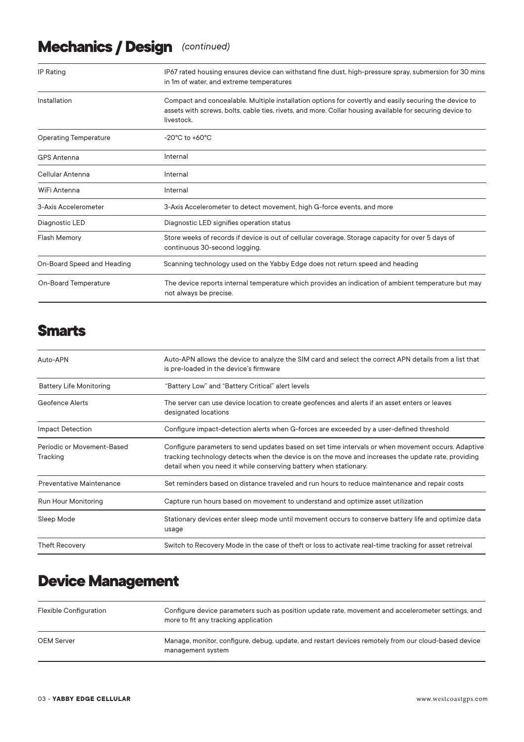## Mechanics / Design *(continued)*

| | |
|---|---|
| IP Rating | IP67 rated housing ensures device can withstand fine dust, high-pressure spray, submersion for 30 mins in 1m of water, and extreme temperatures |
| Installation | Compact and concealable. Multiple installation options for covertly and easily securing the device to assets with screws, bolts, cable ties, rivets, and more. Collar housing available for securing device to livestock. |
| Operating Temperature | -20°C to +60°C |
| GPS Antenna | Internal |
| Cellular Antenna | Internal |
| WiFi Antenna | Internal |
| 3-Axis Accelerometer | 3-Axis Accelerometer to detect movement, high G-force events, and more |
| Diagnostic LED | Diagnostic LED signifies operation status |
| Flash Memory | Store weeks of records if device is out of cellular coverage. Storage capacity for over 5 days of continuous 30-second logging. |
| On-Board Speed and Heading | Scanning technology used on the Yabby Edge does not return speed and heading |
| On-Board Temperature | The device reports internal temperature which provides an indication of ambient temperature but may not always be precise. |

## Smarts

| | |
|---|---|
| Auto-APN | Auto-APN allows the device to analyze the SIM card and select the correct APN details from a list that is pre-loaded in the device's firmware |
| Battery Life Monitoring | "Battery Low" and "Battery Critical" alert levels |
| Geofence Alerts | The server can use device location to create geofences and alerts if an asset enters or leaves designated locations |
| Impact Detection | Configure impact-detection alerts when G-forces are exceeded by a user-defined threshold |
| Periodic or Movement-Based Tracking | Configure parameters to send updates based on set time intervals or when movement occurs. Adaptive tracking technology detects when the device is on the move and increases the update rate, providing detail when you need it while conserving battery when stationary. |
| Preventative Maintenance | Set reminders based on distance traveled and run hours to reduce maintenance and repair costs |
| Run Hour Monitoring | Capture run hours based on movement to understand and optimize asset utilization |
| Sleep Mode | Stationary devices enter sleep mode until movement occurs to conserve battery life and optimize data usage |
| Theft Recovery | Switch to Recovery Mode in the case of theft or loss to activate real-time tracking for asset retreival |

## Device Management

| | |
|---|---|
| Flexible Configuration | Configure device parameters such as position update rate, movement and accelerometer settings, and more to fit any tracking application |
| OEM Server | Manage, monitor, configure, debug, update, and restart devices remotely from our cloud-based device management system |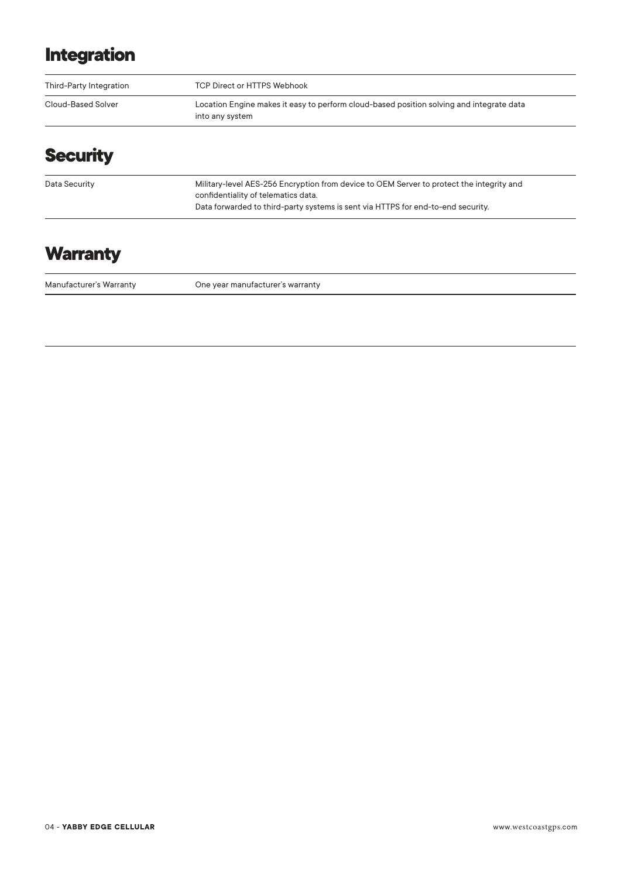## Integration

| | |
|---|---|
| Third-Party Integration | TCP Direct or HTTPS Webhook |
| Cloud-Based Solver | Location Engine makes it easy to perform cloud-based position solving and integrate data into any system |

## Security

| | |
|---|---|
| Data Security | Military-level AES-256 Encryption from device to OEM Server to protect the integrity and confidentiality of telematics data.<br>Data forwarded to third-party systems is sent via HTTPS for end-to-end security. |

## Warranty

| | |
|---|---|
| Manufacturer's Warranty | One year manufacturer's warranty |